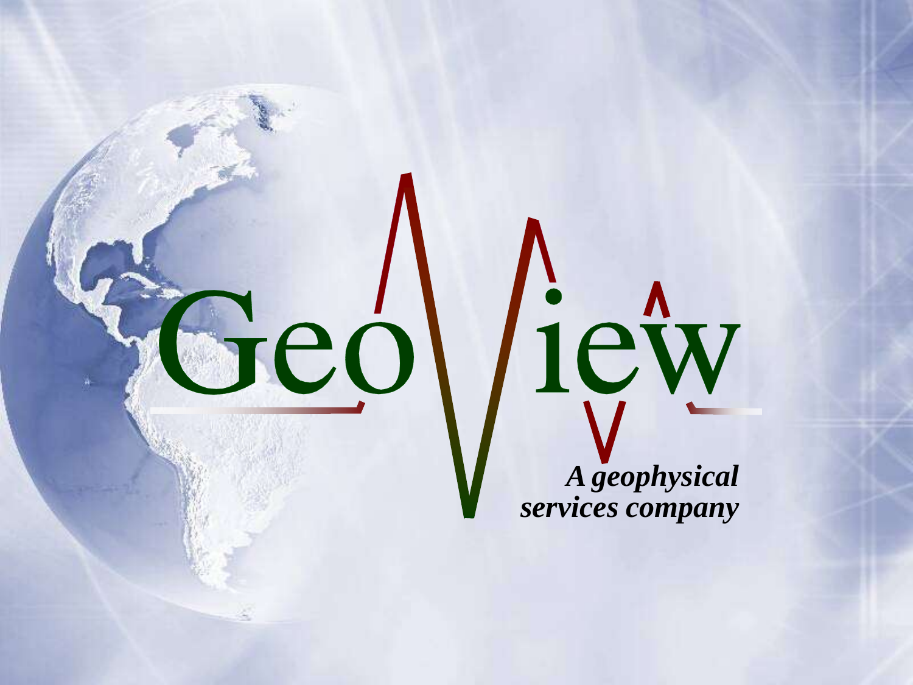# GeoView

*A geophysical services company*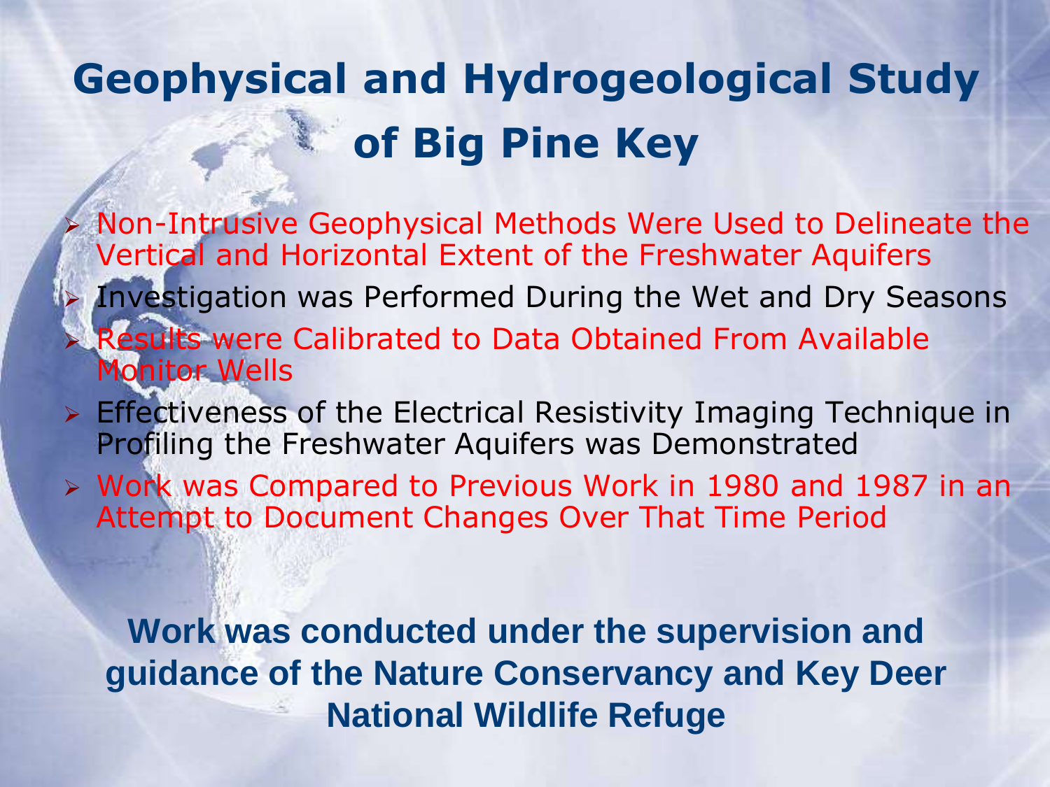# Geophysical and Hydrogeological Study of Big Pine Key

- Non-Intrusive Geophysical Methods Were Used to Delineate the Vertical and Horizontal Extent of the Freshwater Aquifers
- Investigation was Performed During the Wet and Dry Seasons
- Results were Calibrated to Data Obtained From Available Monitor Wells
- Effectiveness of the Electrical Resistivity Imaging Technique in Profiling the Freshwater Aquifers was Demonstrated
- Work was Compared to Previous Work in 1980 and 1987 in an Attempt to Document Changes Over That Time Period

**Work was conducted under the supervision and guidance of the Nature Conservancy and Key Deer National Wildlife Refuge**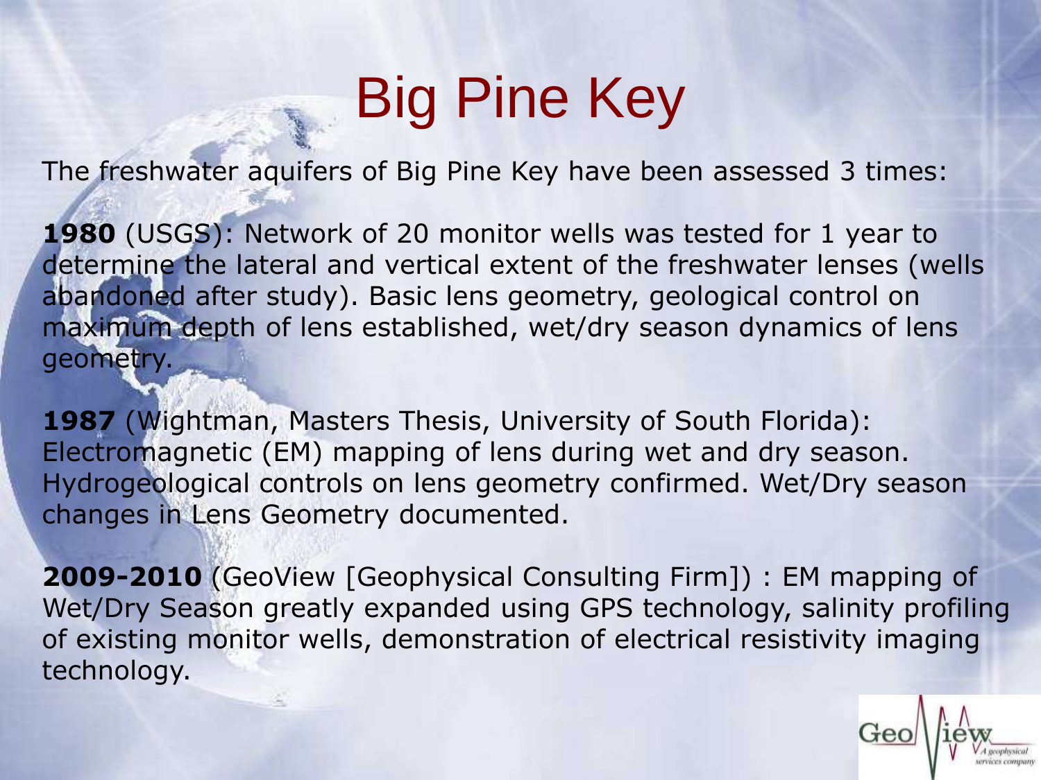# Big Pine Key

The freshwater aquifers of Big Pine Key have been assessed 3 times:

**1980** (USGS): Network of 20 monitor wells was tested for 1 year to determine the lateral and vertical extent of the freshwater lenses (wells abandoned after study). Basic lens geometry, geological control on maximum depth of lens established, wet/dry season dynamics of lens geometry.

**1987** (Wightman, Masters Thesis, University of South Florida): Electromagnetic (EM) mapping of lens during wet and dry season. Hydrogeological controls on lens geometry confirmed. Wet/Dry season changes in Lens Geometry documented.

**2009-2010** (GeoView [Geophysical Consulting Firm]) : EM mapping of Wet/Dry Season greatly expanded using GPS technology, salinity profiling of existing monitor wells, demonstration of electrical resistivity imaging technology.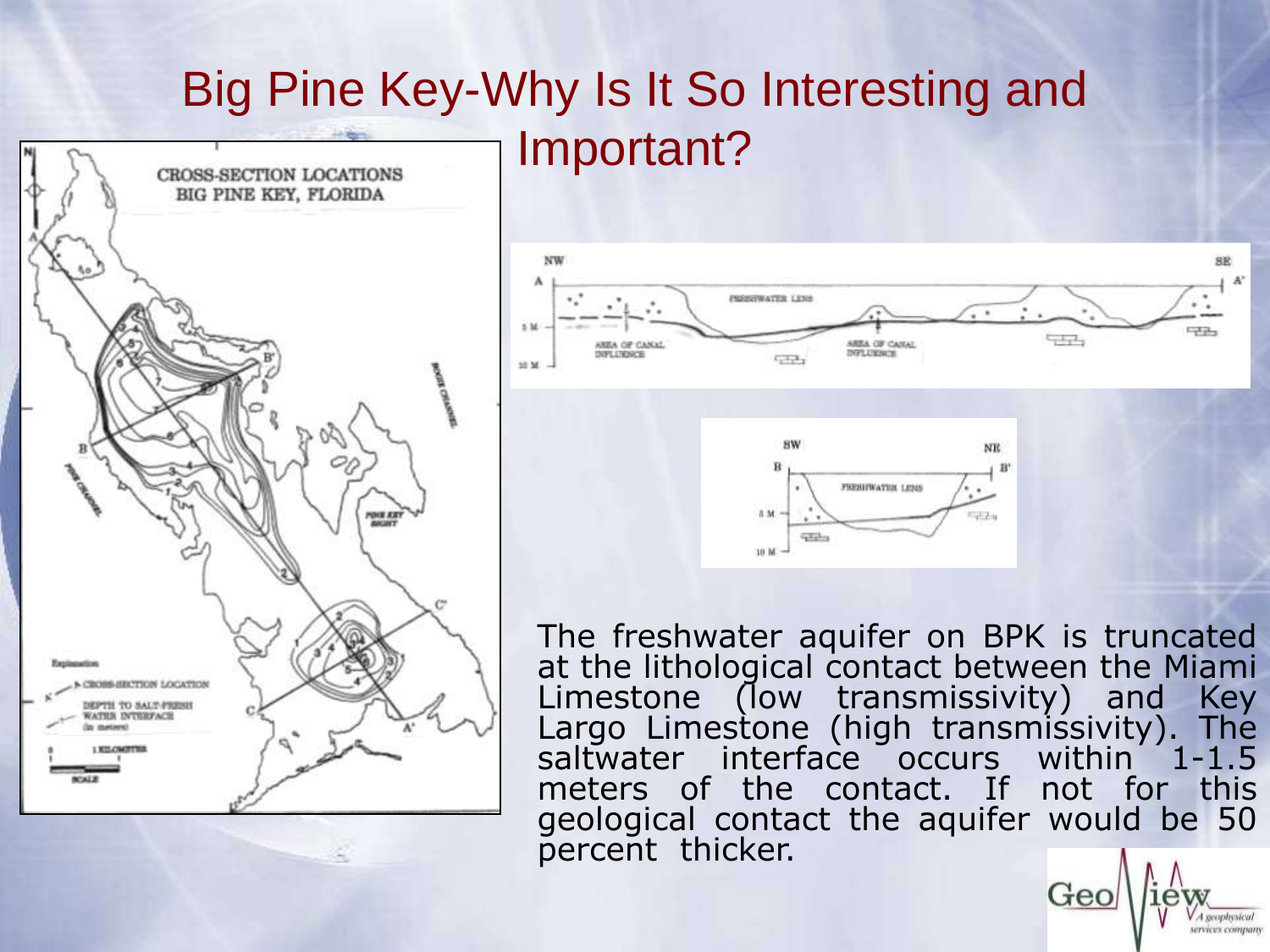# Big Pine Key-Why Is It So Interesting and Important?

The freshwater aquifer on BPK is truncated at the lithological contact between the Miami Limestone (low transmissivity) and Key Largo Limestone (high transmissivity). The saltwater interface occurs within 1-1.5 meters of the contact. If not for this geological contact the aquifer would be 50 percent thicker.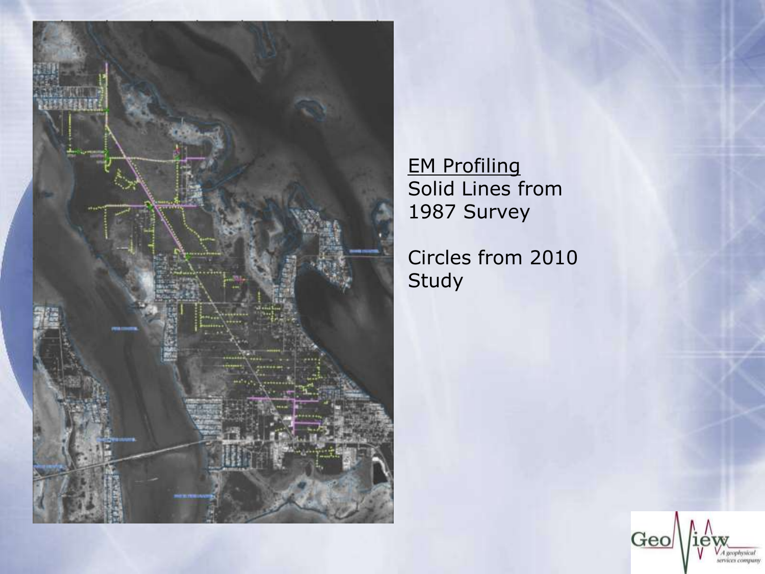EM Profiling
Solid Lines from 1987 Survey

Circles from 2010 Study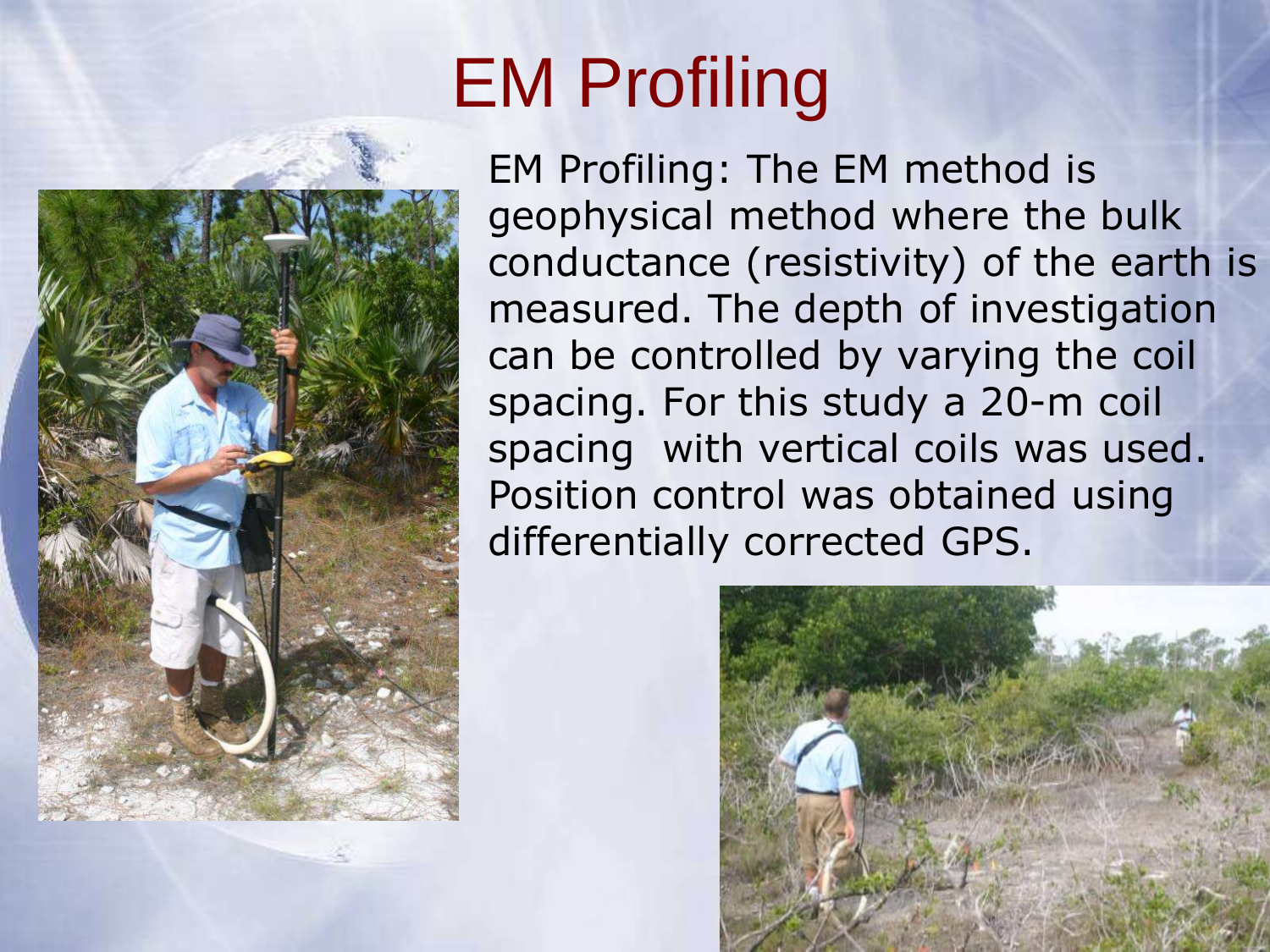# EM Profiling

EM Profiling: The EM method is geophysical method where the bulk conductance (resistivity) of the earth is measured. The depth of investigation can be controlled by varying the coil spacing. For this study a 20-m coil spacing  with vertical coils was used. Position control was obtained using differentially corrected GPS.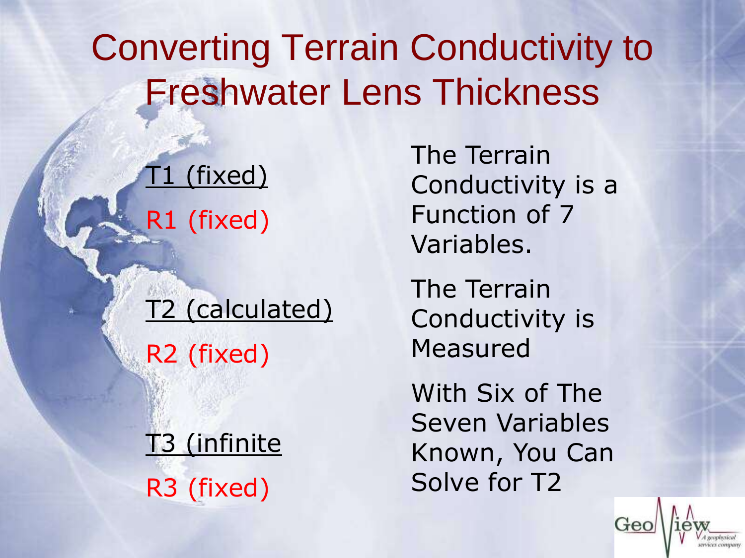# Converting Terrain Conductivity to Freshwater Lens Thickness

T1 (fixed)

R1 (fixed)

T2 (calculated)

R2 (fixed)

T3 (infinite

R3 (fixed)

The Terrain Conductivity is a Function of 7 Variables.

The Terrain Conductivity is Measured

With Six of The Seven Variables Known, You Can Solve for T2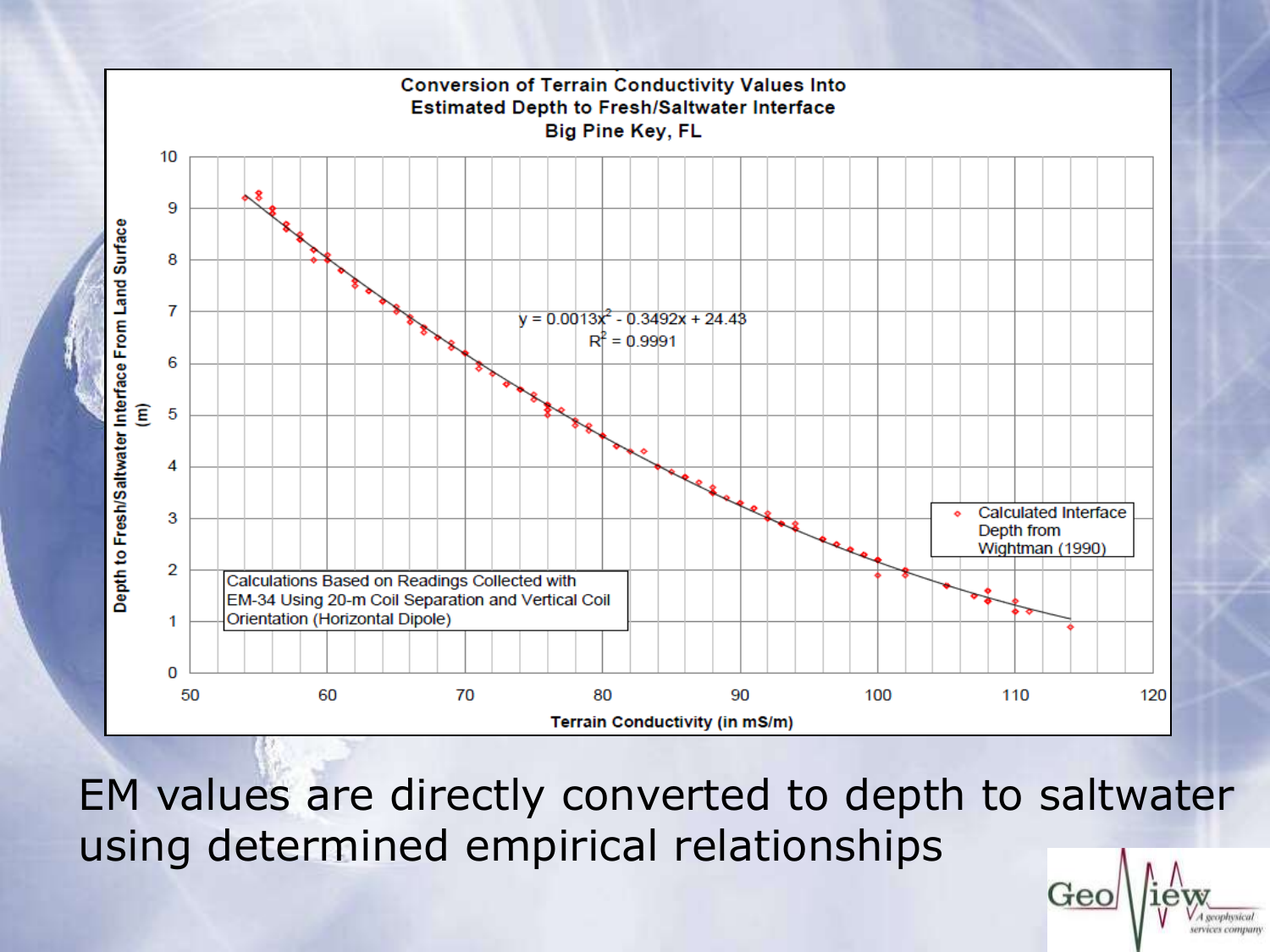**Conversion of Terrain Conductivity Values Into Estimated Depth to Fresh/Saltwater Interface**
**Big Pine Key, FL**

$y = 0.0013x^2 - 0.3492x + 24.43$

$R^2 = 0.9991$

Y-axis: Depth to Fresh/Saltwater Interface From Land Surface (m)

X-axis: Terrain Conductivity (in mS/m)

Legend: Calculated Interface Depth from Wightman (1990)

Calculations Based on Readings Collected with EM-34 Using 20-m Coil Separation and Vertical Coil Orientation (Horizontal Dipole)

EM values are directly converted to depth to saltwater using determined empirical relationships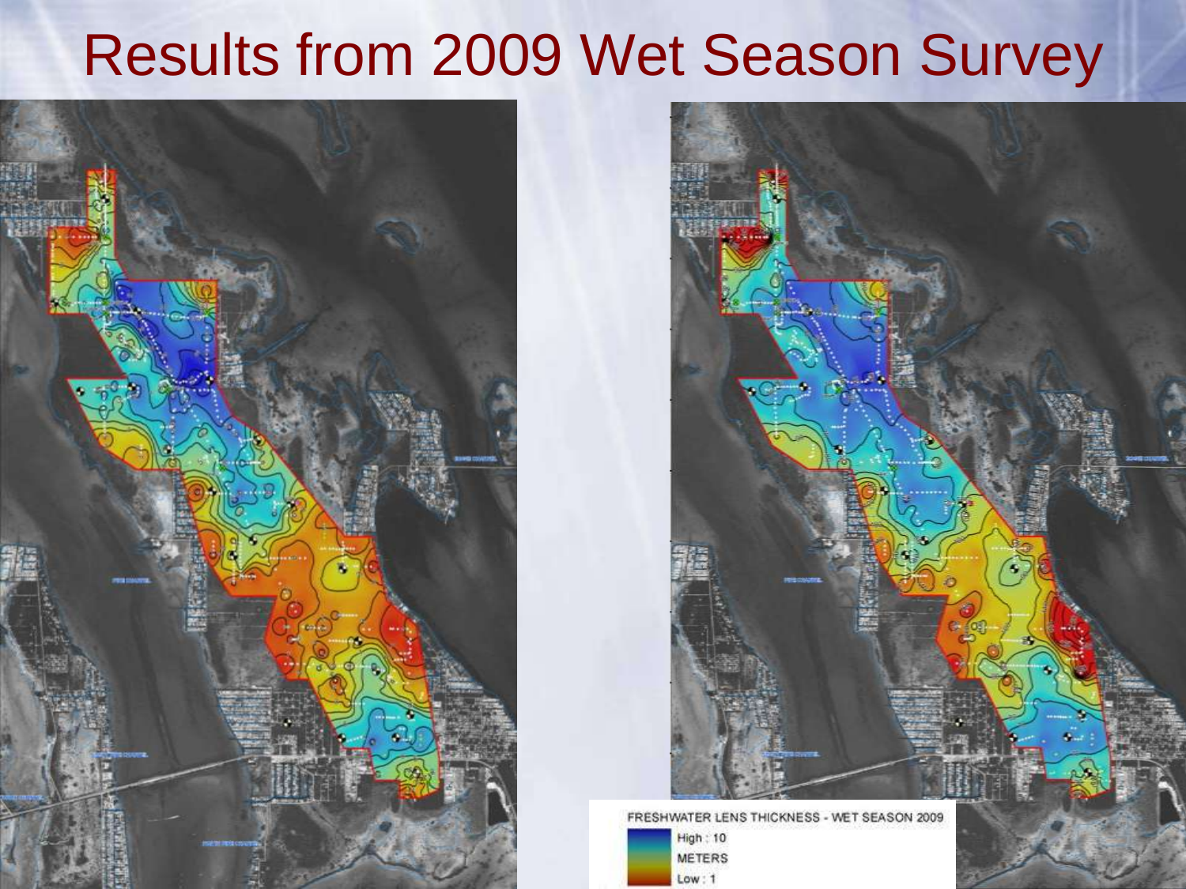# Results from 2009 Wet Season Survey

FRESHWATER LENS THICKNESS - WET SEASON 2009

High : 10

METERS

Low : 1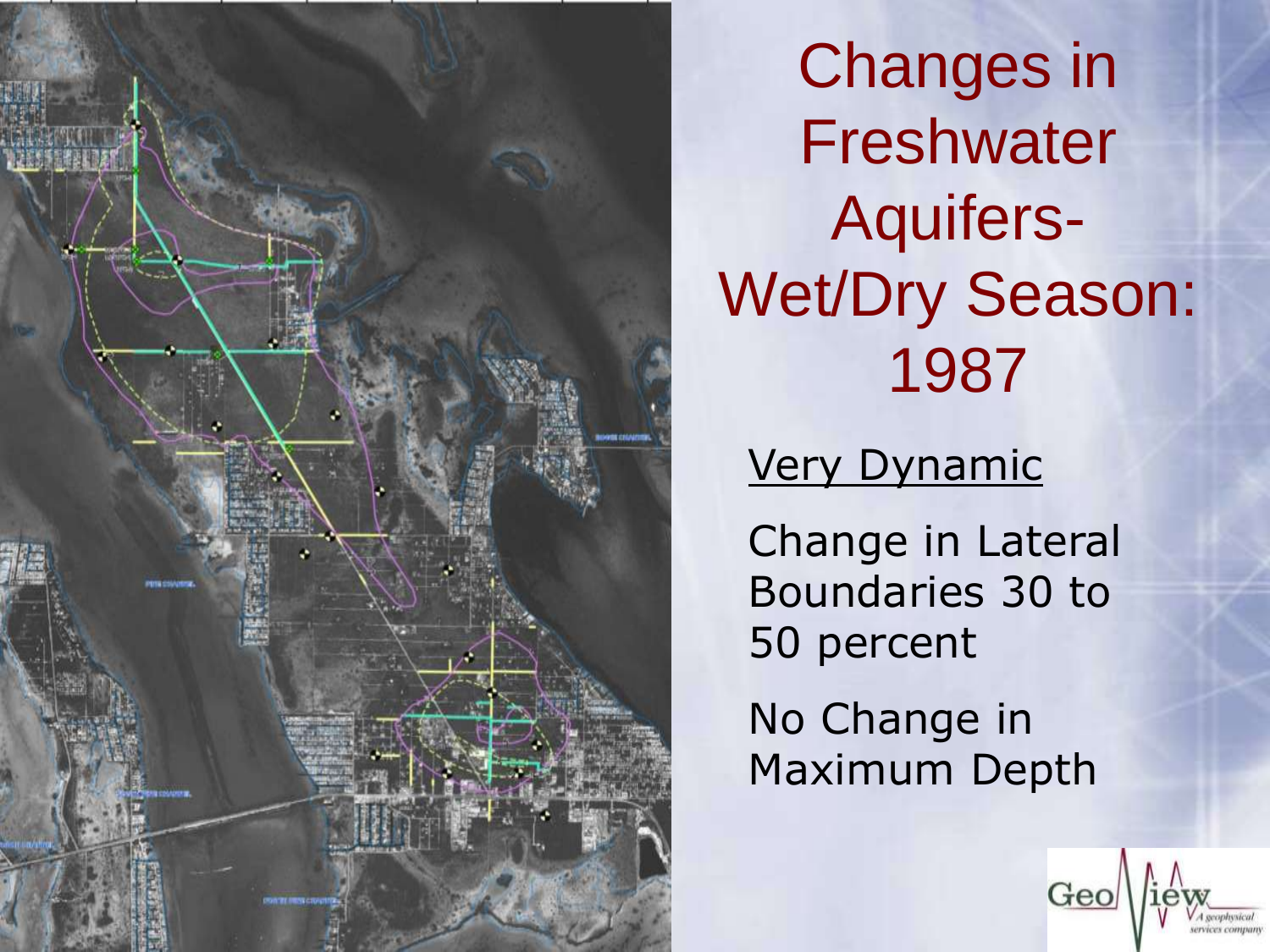# Changes in Freshwater Aquifers-Wet/Dry Season: 1987

Very Dynamic

Change in Lateral Boundaries 30 to 50 percent

No Change in Maximum Depth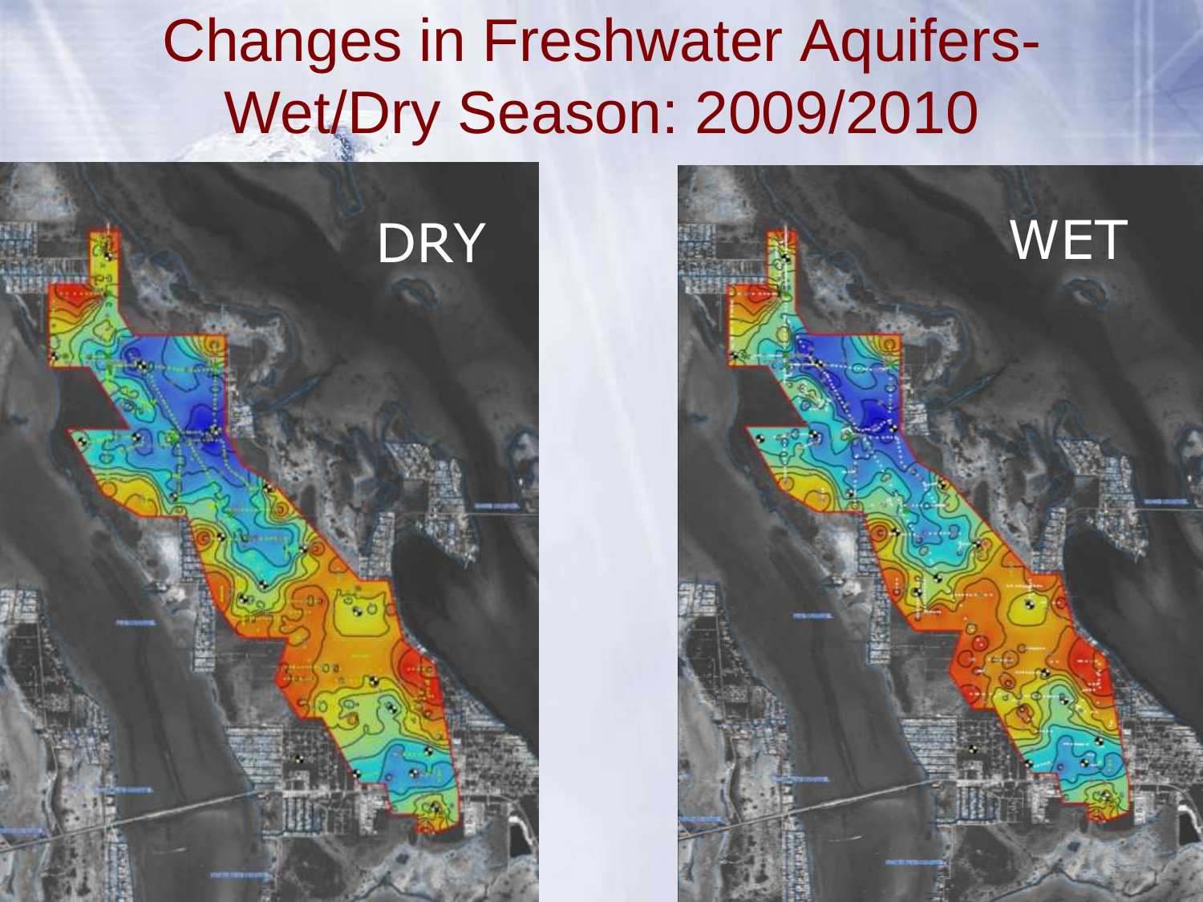# Changes in Freshwater Aquifers- Wet/Dry Season: 2009/2010

DRY

WET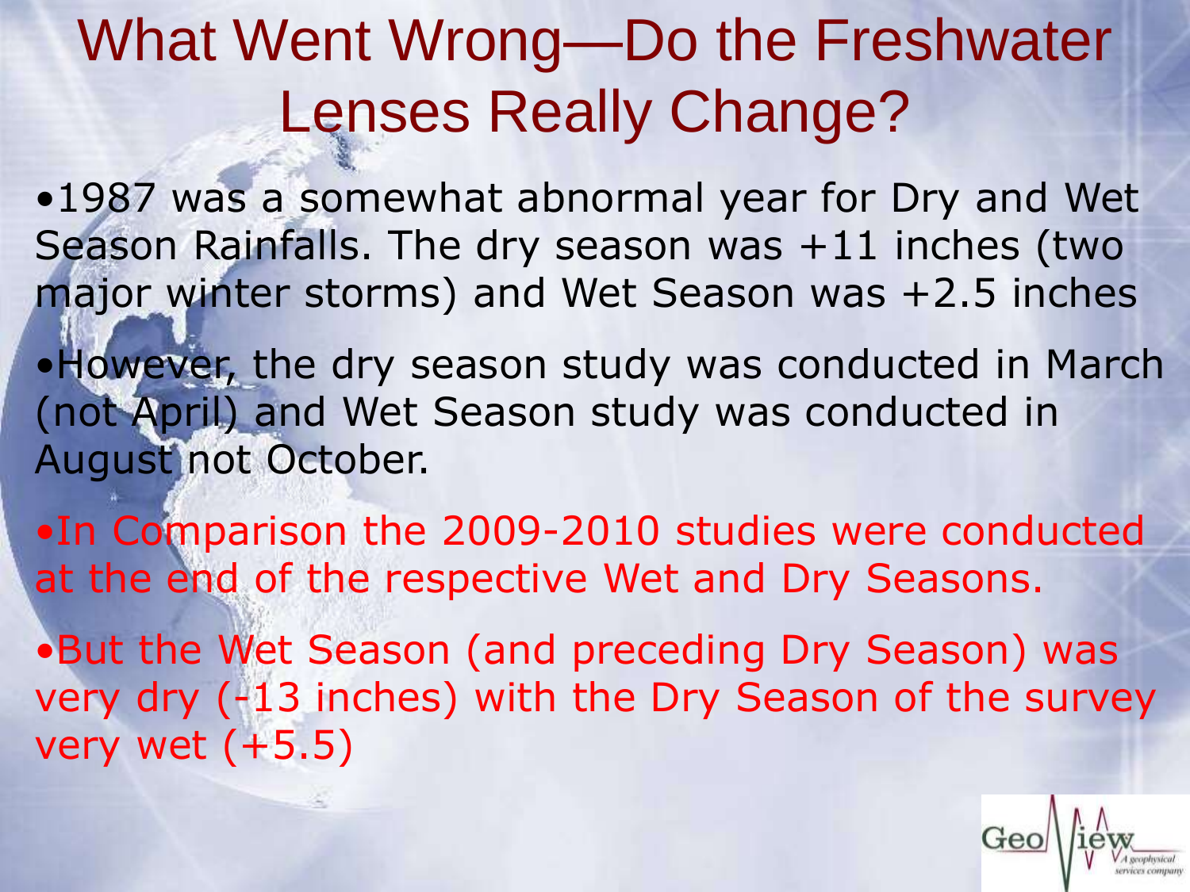# What Went Wrong—Do the Freshwater Lenses Really Change?

- 1987 was a somewhat abnormal year for Dry and Wet Season Rainfalls. The dry season was +11 inches (two major winter storms) and Wet Season was +2.5 inches
- However, the dry season study was conducted in March (not April) and Wet Season study was conducted in August not October.
- In Comparison the 2009-2010 studies were conducted at the end of the respective Wet and Dry Seasons.
- But the Wet Season (and preceding Dry Season) was very dry (-13 inches) with the Dry Season of the survey very wet (+5.5)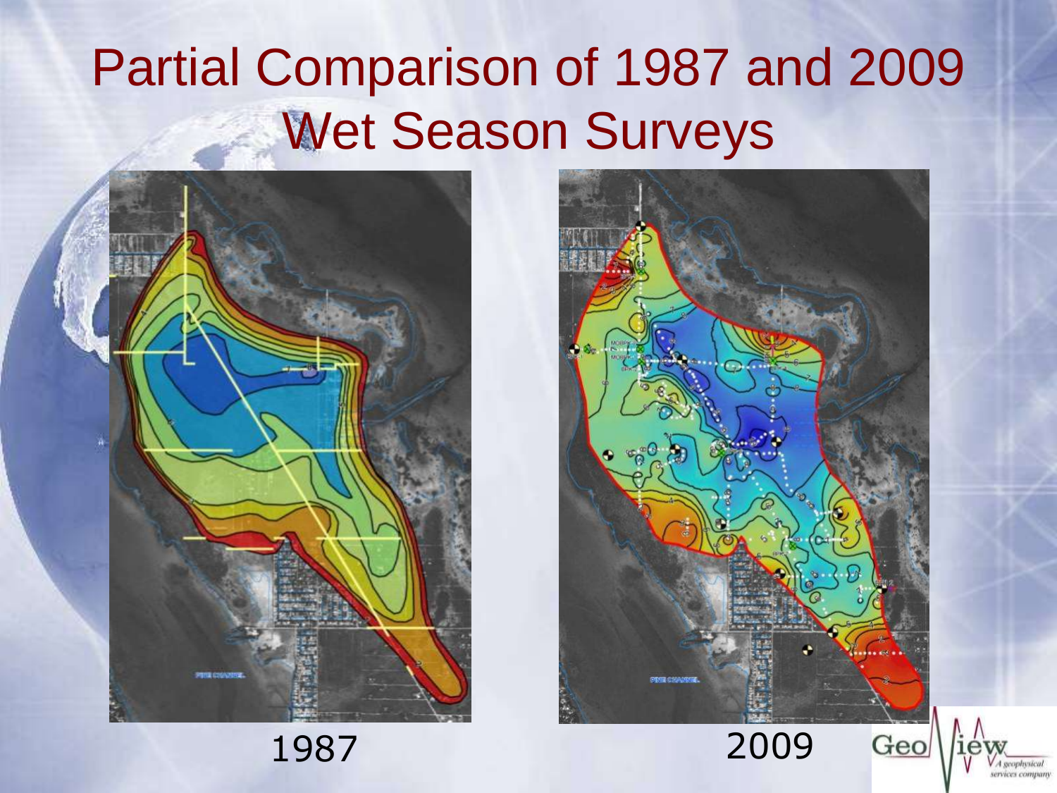# Partial Comparison of 1987 and 2009 Wet Season Surveys

1987

2009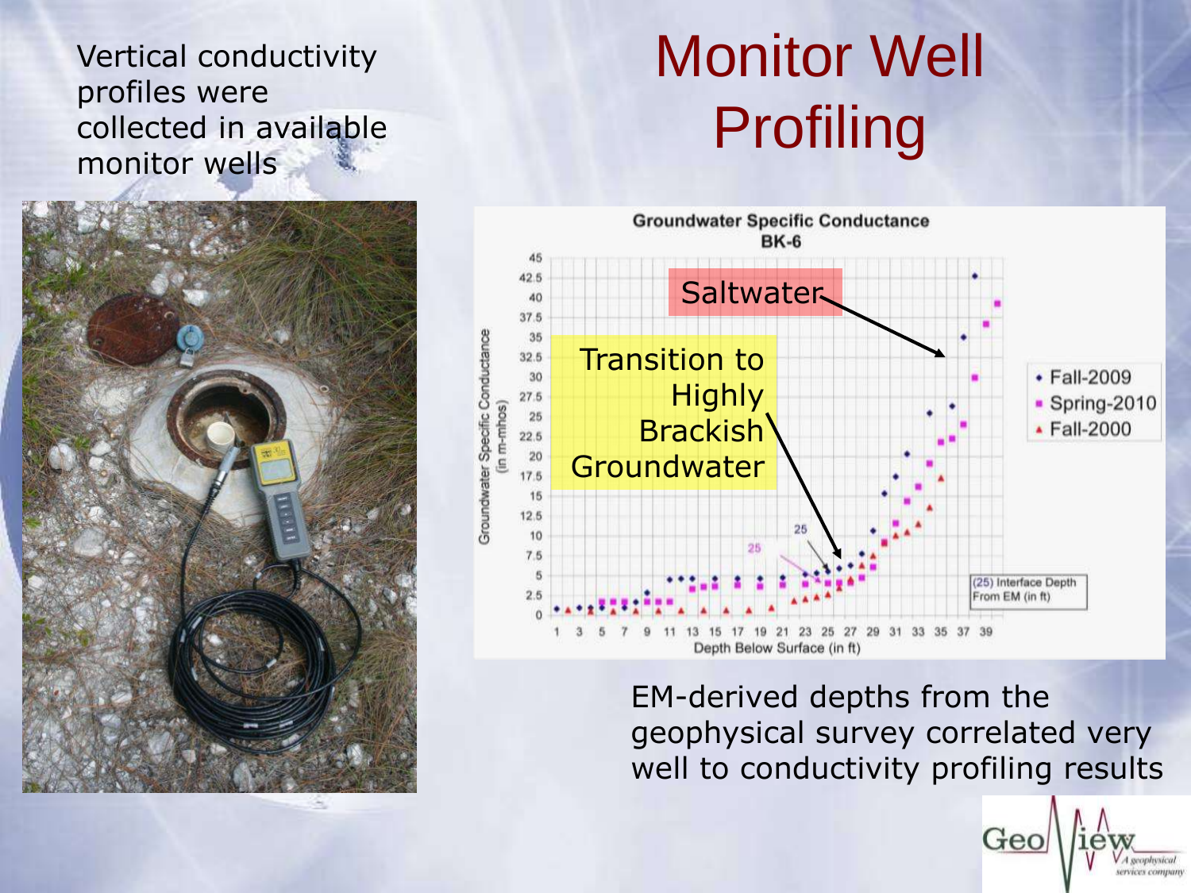# Monitor Well Profiling

Vertical conductivity profiles were collected in available monitor wells

EM-derived depths from the geophysical survey correlated very well to conductivity profiling results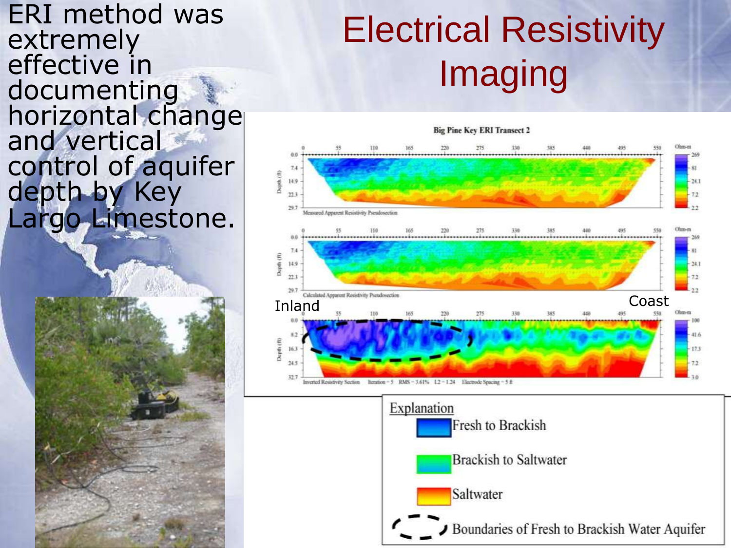# Electrical Resistivity Imaging

ERI method was extremely effective in documenting horizontal change and vertical control of aquifer depth by Key Largo Limestone.

**Big Pine Key ERI Transect 2**

Measured Apparent Resistivity Pseudosection

Calculated Apparent Resistivity Pseudosection

Inland — Coast

Inverted Resistivity Section Iteration = 5 RMS = 3.61% L2 = 1.24 Electrode Spacing = 5 ft

Explanation

- Fresh to Brackish
- Brackish to Saltwater
- Saltwater
- Boundaries of Fresh to Brackish Water Aquifer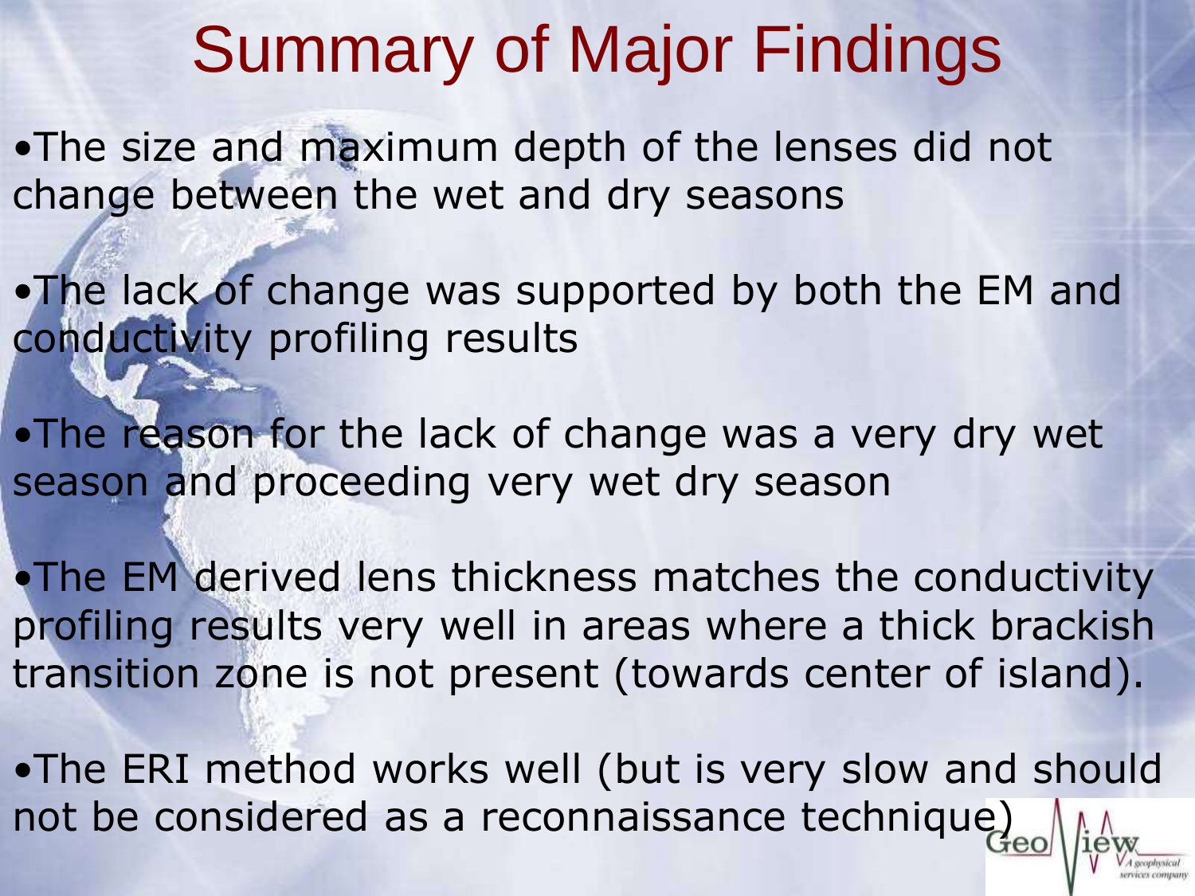# Summary of Major Findings

- The size and maximum depth of the lenses did not change between the wet and dry seasons
- The lack of change was supported by both the EM and conductivity profiling results
- The reason for the lack of change was a very dry wet season and proceeding very wet dry season
- The EM derived lens thickness matches the conductivity profiling results very well in areas where a thick brackish transition zone is not present (towards center of island).
- The ERI method works well (but is very slow and should not be considered as a reconnaissance technique)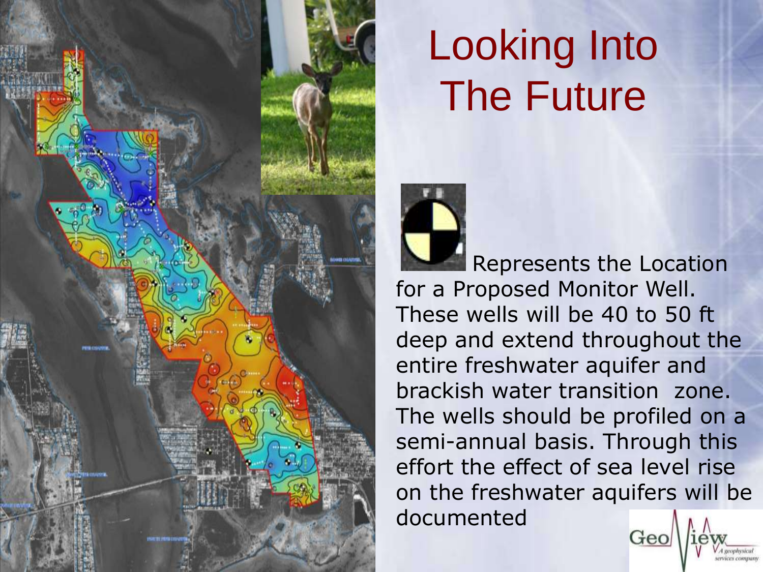# Looking Into The Future

Represents the Location for a Proposed Monitor Well. These wells will be 40 to 50 ft deep and extend throughout the entire freshwater aquifer and brackish water transition zone. The wells should be profiled on a semi-annual basis. Through this effort the effect of sea level rise on the freshwater aquifers will be documented